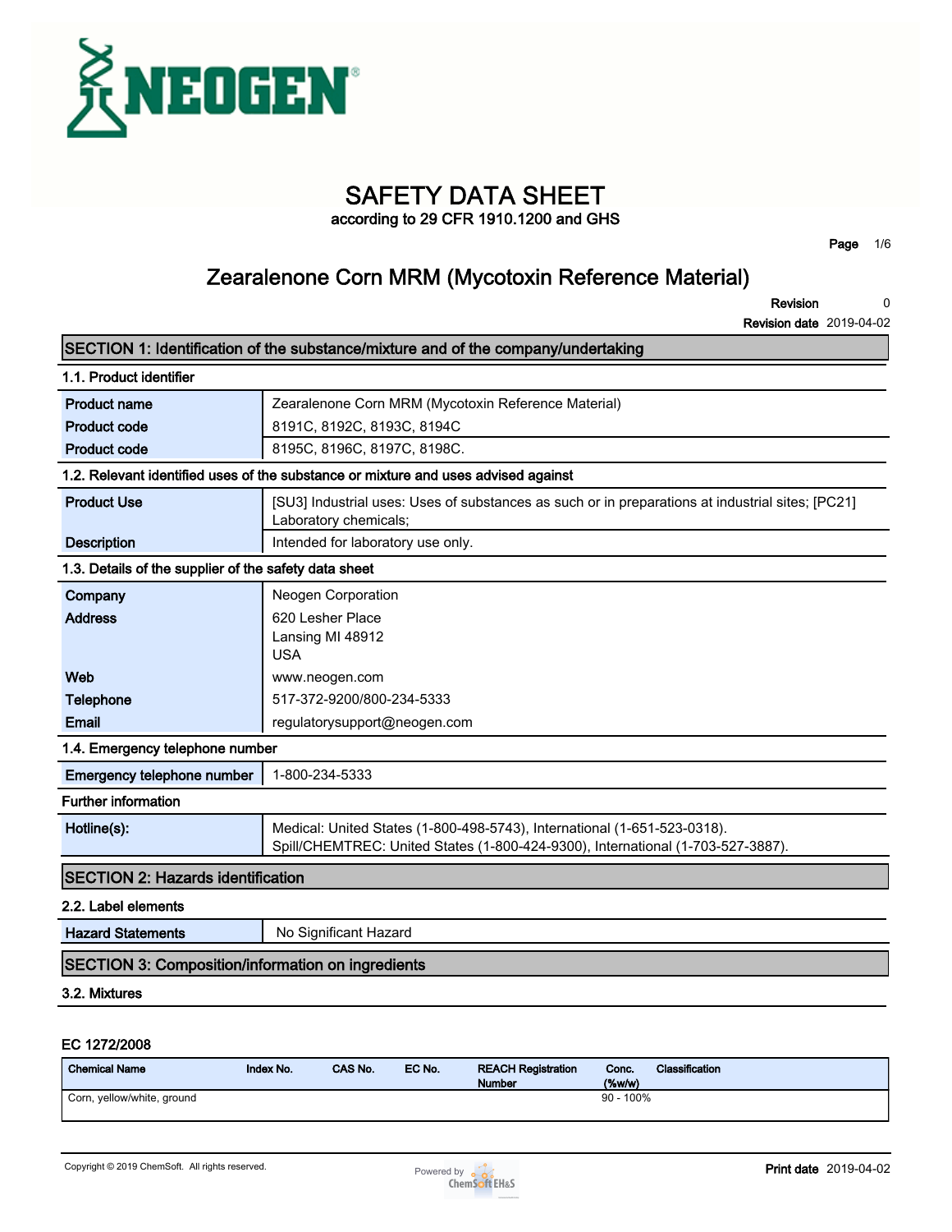# SAFETY DATA SHEET

according to 29 CFR 1910.1200 and GHS

## Zearalenone Corn MRM (Mycotoxin Reference Material)

**Revision** 0

**Revision date** 2019-04-02

## SECTION 1: Identification of the substance/mixture and of the company/undertaking

### 1.1. Product identifier

| | |
|---|---|
| **Product name** | Zearalenone Corn MRM (Mycotoxin Reference Material) |
| **Product code** | 8191C, 8192C, 8193C, 8194C |
| **Product code** | 8195C, 8196C, 8197C, 8198C. |

### 1.2. Relevant identified uses of the substance or mixture and uses advised against

| | |
|---|---|
| **Product Use** | [SU3] Industrial uses: Uses of substances as such or in preparations at industrial sites; [PC21] Laboratory chemicals; |
| **Description** | Intended for laboratory use only. |

### 1.3. Details of the supplier of the safety data sheet

| | |
|---|---|
| **Company** | Neogen Corporation |
| **Address** | 620 Lesher Place<br>Lansing MI 48912<br>USA |
| **Web** | www.neogen.com |
| **Telephone** | 517-372-9200/800-234-5333 |
| **Email** | regulatorysupport@neogen.com |

### 1.4. Emergency telephone number

| | |
|---|---|
| **Emergency telephone number** | 1-800-234-5333 |

### Further information

| | |
|---|---|
| **Hotline(s):** | Medical: United States (1-800-498-5743), International (1-651-523-0318).<br>Spill/CHEMTREC: United States (1-800-424-9300), International (1-703-527-3887). |

## SECTION 2: Hazards identification

### 2.2. Label elements

| | |
|---|---|
| **Hazard Statements** | No Significant Hazard |

## SECTION 3: Composition/information on ingredients

### 3.2. Mixtures

**EC 1272/2008**

| Chemical Name | Index No. | CAS No. | EC No. | REACH Registration Number | Conc. (%w/w) | Classification |
|---|---|---|---|---|---|---|
| Corn, yellow/white, ground | | | | | 90 - 100% | |

Copyright © 2019 ChemSoft. All rights reserved.

**Print date** 2019-04-02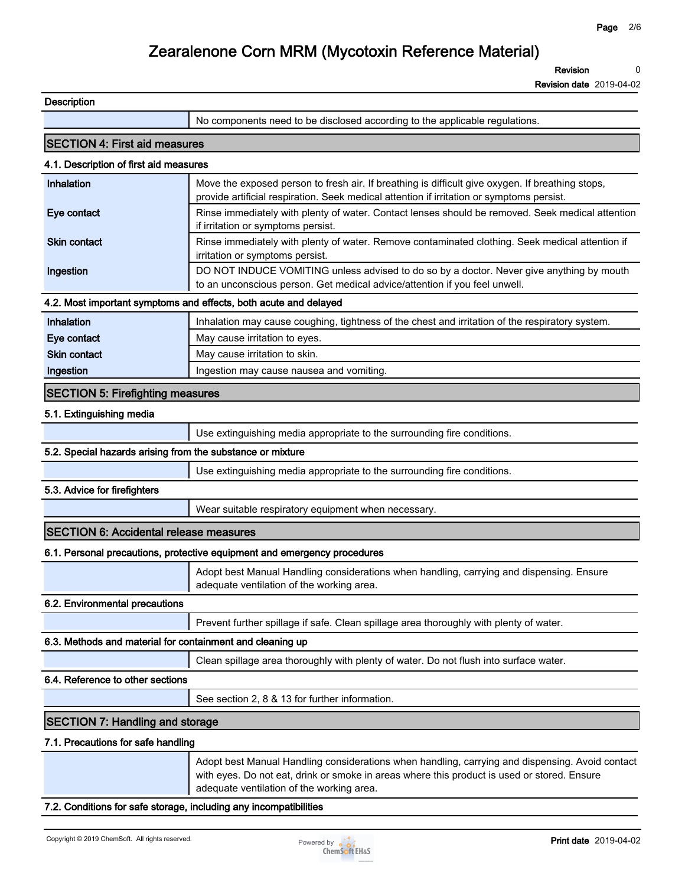**Description**

| | |
|---|---|
| | No components need to be disclosed according to the applicable regulations. |

## SECTION 4: First aid measures

### 4.1. Description of first aid measures

| | |
|---|---|
| **Inhalation** | Move the exposed person to fresh air. If breathing is difficult give oxygen. If breathing stops, provide artificial respiration. Seek medical attention if irritation or symptoms persist. |
| **Eye contact** | Rinse immediately with plenty of water. Contact lenses should be removed. Seek medical attention if irritation or symptoms persist. |
| **Skin contact** | Rinse immediately with plenty of water. Remove contaminated clothing. Seek medical attention if irritation or symptoms persist. |
| **Ingestion** | DO NOT INDUCE VOMITING unless advised to do so by a doctor. Never give anything by mouth to an unconscious person. Get medical advice/attention if you feel unwell. |

### 4.2. Most important symptoms and effects, both acute and delayed

| | |
|---|---|
| **Inhalation** | Inhalation may cause coughing, tightness of the chest and irritation of the respiratory system. |
| **Eye contact** | May cause irritation to eyes. |
| **Skin contact** | May cause irritation to skin. |
| **Ingestion** | Ingestion may cause nausea and vomiting. |

## SECTION 5: Firefighting measures

### 5.1. Extinguishing media

Use extinguishing media appropriate to the surrounding fire conditions.

### 5.2. Special hazards arising from the substance or mixture

Use extinguishing media appropriate to the surrounding fire conditions.

### 5.3. Advice for firefighters

Wear suitable respiratory equipment when necessary.

## SECTION 6: Accidental release measures

### 6.1. Personal precautions, protective equipment and emergency procedures

Adopt best Manual Handling considerations when handling, carrying and dispensing. Ensure adequate ventilation of the working area.

### 6.2. Environmental precautions

Prevent further spillage if safe. Clean spillage area thoroughly with plenty of water.

### 6.3. Methods and material for containment and cleaning up

Clean spillage area thoroughly with plenty of water. Do not flush into surface water.

### 6.4. Reference to other sections

See section 2, 8 & 13 for further information.

## SECTION 7: Handling and storage

### 7.1. Precautions for safe handling

Adopt best Manual Handling considerations when handling, carrying and dispensing. Avoid contact with eyes. Do not eat, drink or smoke in areas where this product is used or stored. Ensure adequate ventilation of the working area.

### 7.2. Conditions for safe storage, including any incompatibilities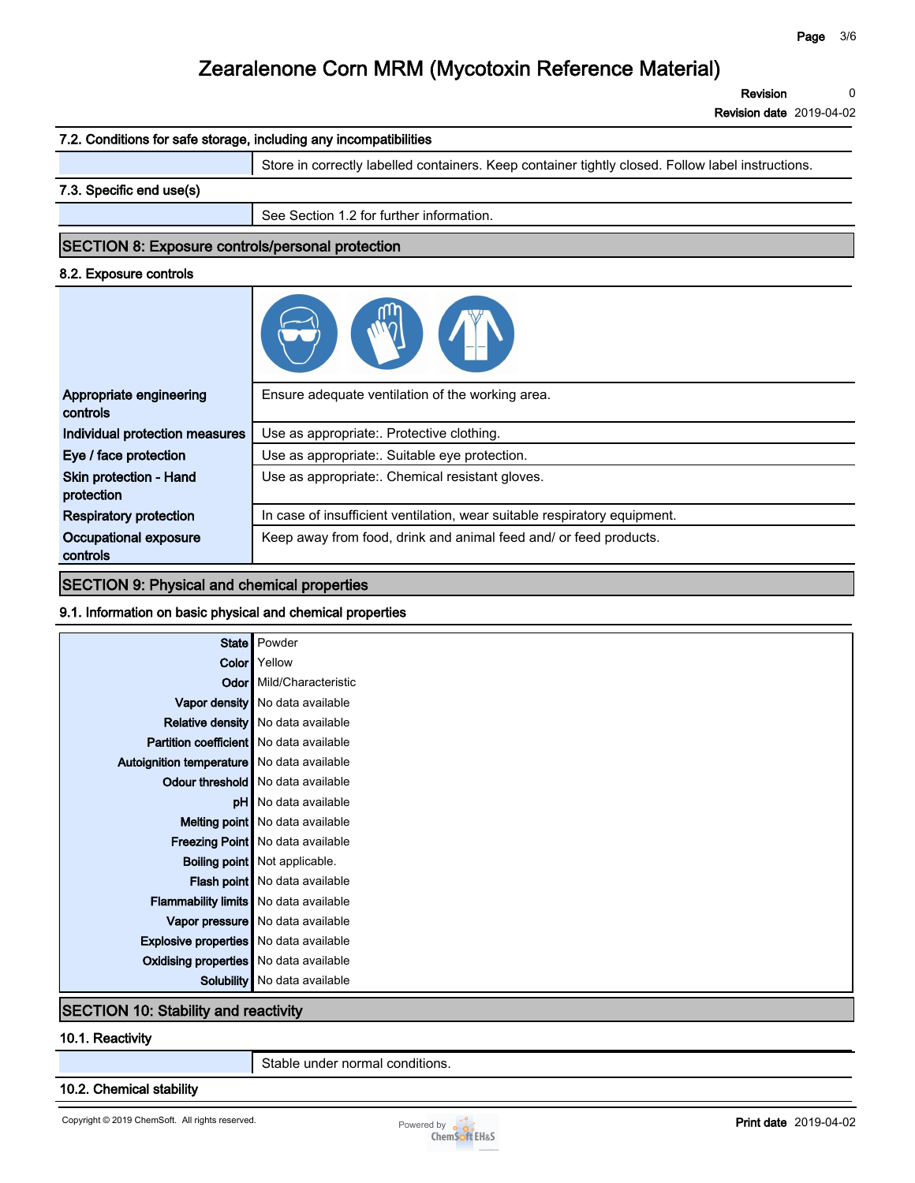### 7.2. Conditions for safe storage, including any incompatibilities

| | |
|---|---|
| | Store in correctly labelled containers. Keep container tightly closed. Follow label instructions. |

### 7.3. Specific end use(s)

| | |
|---|---|
| | See Section 1.2 for further information. |

## SECTION 8: Exposure controls/personal protection

### 8.2. Exposure controls

| | |
|---|---|
| **Appropriate engineering controls** | Ensure adequate ventilation of the working area. |
| **Individual protection measures** | Use as appropriate:. Protective clothing. |
| **Eye / face protection** | Use as appropriate:. Suitable eye protection. |
| **Skin protection - Hand protection** | Use as appropriate:. Chemical resistant gloves. |
| **Respiratory protection** | In case of insufficient ventilation, wear suitable respiratory equipment. |
| **Occupational exposure controls** | Keep away from food, drink and animal feed and/ or feed products. |

## SECTION 9: Physical and chemical properties

### 9.1. Information on basic physical and chemical properties

| | |
|---|---|
| **State** | Powder |
| **Color** | Yellow |
| **Odor** | Mild/Characteristic |
| **Vapor density** | No data available |
| **Relative density** | No data available |
| **Partition coefficient** | No data available |
| **Autoignition temperature** | No data available |
| **Odour threshold** | No data available |
| **pH** | No data available |
| **Melting point** | No data available |
| **Freezing Point** | No data available |
| **Boiling point** | Not applicable. |
| **Flash point** | No data available |
| **Flammability limits** | No data available |
| **Vapor pressure** | No data available |
| **Explosive properties** | No data available |
| **Oxidising properties** | No data available |
| **Solubility** | No data available |

## SECTION 10: Stability and reactivity

### 10.1. Reactivity

| | |
|---|---|
| | Stable under normal conditions. |

### 10.2. Chemical stability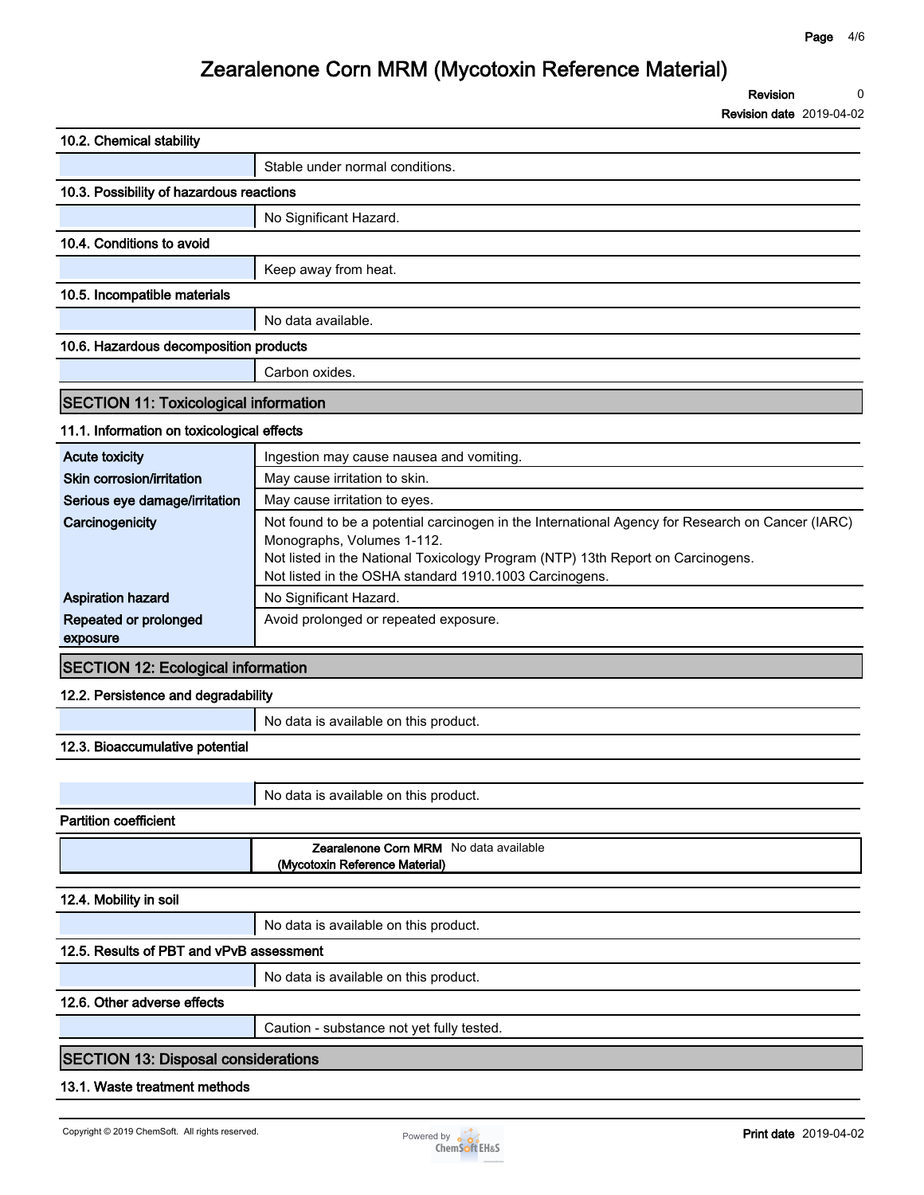#### 10.2. Chemical stability

| | |
|---|---|
| | Stable under normal conditions. |

#### 10.3. Possibility of hazardous reactions

| | |
|---|---|
| | No Significant Hazard. |

#### 10.4. Conditions to avoid

| | |
|---|---|
| | Keep away from heat. |

#### 10.5. Incompatible materials

| | |
|---|---|
| | No data available. |

#### 10.6. Hazardous decomposition products

| | |
|---|---|
| | Carbon oxides. |

## SECTION 11: Toxicological information

#### 11.1. Information on toxicological effects

| | |
|---|---|
| **Acute toxicity** | Ingestion may cause nausea and vomiting. |
| **Skin corrosion/irritation** | May cause irritation to skin. |
| **Serious eye damage/irritation** | May cause irritation to eyes. |
| **Carcinogenicity** | Not found to be a potential carcinogen in the International Agency for Research on Cancer (IARC) Monographs, Volumes 1-112.<br>Not listed in the National Toxicology Program (NTP) 13th Report on Carcinogens.<br>Not listed in the OSHA standard 1910.1003 Carcinogens. |
| **Aspiration hazard** | No Significant Hazard. |
| **Repeated or prolonged exposure** | Avoid prolonged or repeated exposure. |

## SECTION 12: Ecological information

#### 12.2. Persistence and degradability

| | |
|---|---|
| | No data is available on this product. |

#### 12.3. Bioaccumulative potential

| | |
|---|---|
| | No data is available on this product. |

**Partition coefficient**

| | |
|---|---|
| | **Zearalenone Corn MRM (Mycotoxin Reference Material)** No data available |

#### 12.4. Mobility in soil

| | |
|---|---|
| | No data is available on this product. |

#### 12.5. Results of PBT and vPvB assessment

| | |
|---|---|
| | No data is available on this product. |

#### 12.6. Other adverse effects

| | |
|---|---|
| | Caution - substance not yet fully tested. |

## SECTION 13: Disposal considerations

#### 13.1. Waste treatment methods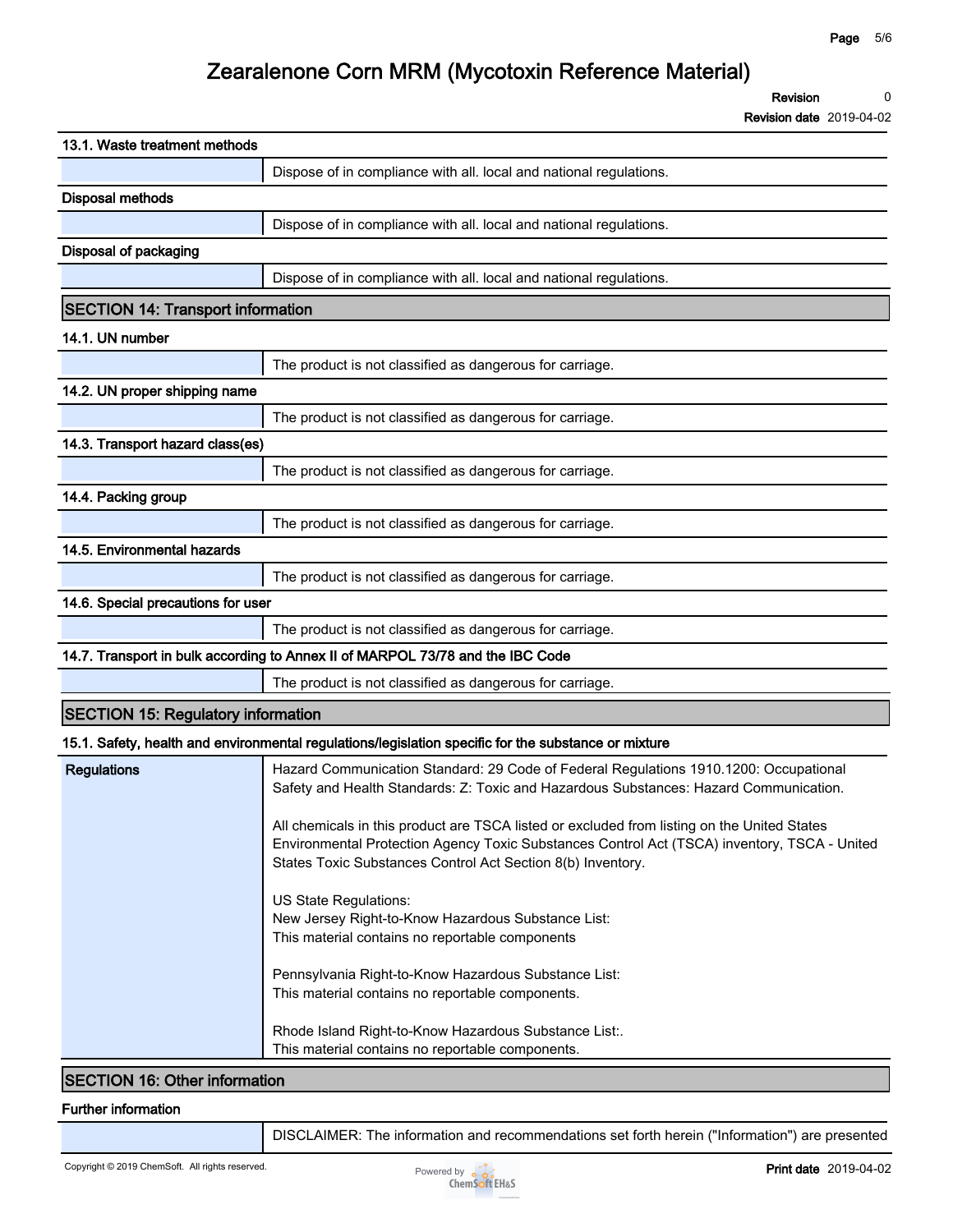### 13.1. Waste treatment methods

Dispose of in compliance with all. local and national regulations.

**Disposal methods**

Dispose of in compliance with all. local and national regulations.

**Disposal of packaging**

Dispose of in compliance with all. local and national regulations.

## SECTION 14: Transport information

### 14.1. UN number

The product is not classified as dangerous for carriage.

### 14.2. UN proper shipping name

The product is not classified as dangerous for carriage.

### 14.3. Transport hazard class(es)

The product is not classified as dangerous for carriage.

### 14.4. Packing group

The product is not classified as dangerous for carriage.

### 14.5. Environmental hazards

The product is not classified as dangerous for carriage.

### 14.6. Special precautions for user

The product is not classified as dangerous for carriage.

### 14.7. Transport in bulk according to Annex II of MARPOL 73/78 and the IBC Code

The product is not classified as dangerous for carriage.

## SECTION 15: Regulatory information

### 15.1. Safety, health and environmental regulations/legislation specific for the substance or mixture

**Regulations**

Hazard Communication Standard: 29 Code of Federal Regulations 1910.1200: Occupational Safety and Health Standards: Z: Toxic and Hazardous Substances: Hazard Communication.

All chemicals in this product are TSCA listed or excluded from listing on the United States Environmental Protection Agency Toxic Substances Control Act (TSCA) inventory, TSCA - United States Toxic Substances Control Act Section 8(b) Inventory.

US State Regulations:
New Jersey Right-to-Know Hazardous Substance List:
This material contains no reportable components

Pennsylvania Right-to-Know Hazardous Substance List:
This material contains no reportable components.

Rhode Island Right-to-Know Hazardous Substance List:.
This material contains no reportable components.

## SECTION 16: Other information

**Further information**

DISCLAIMER: The information and recommendations set forth herein ("Information") are presented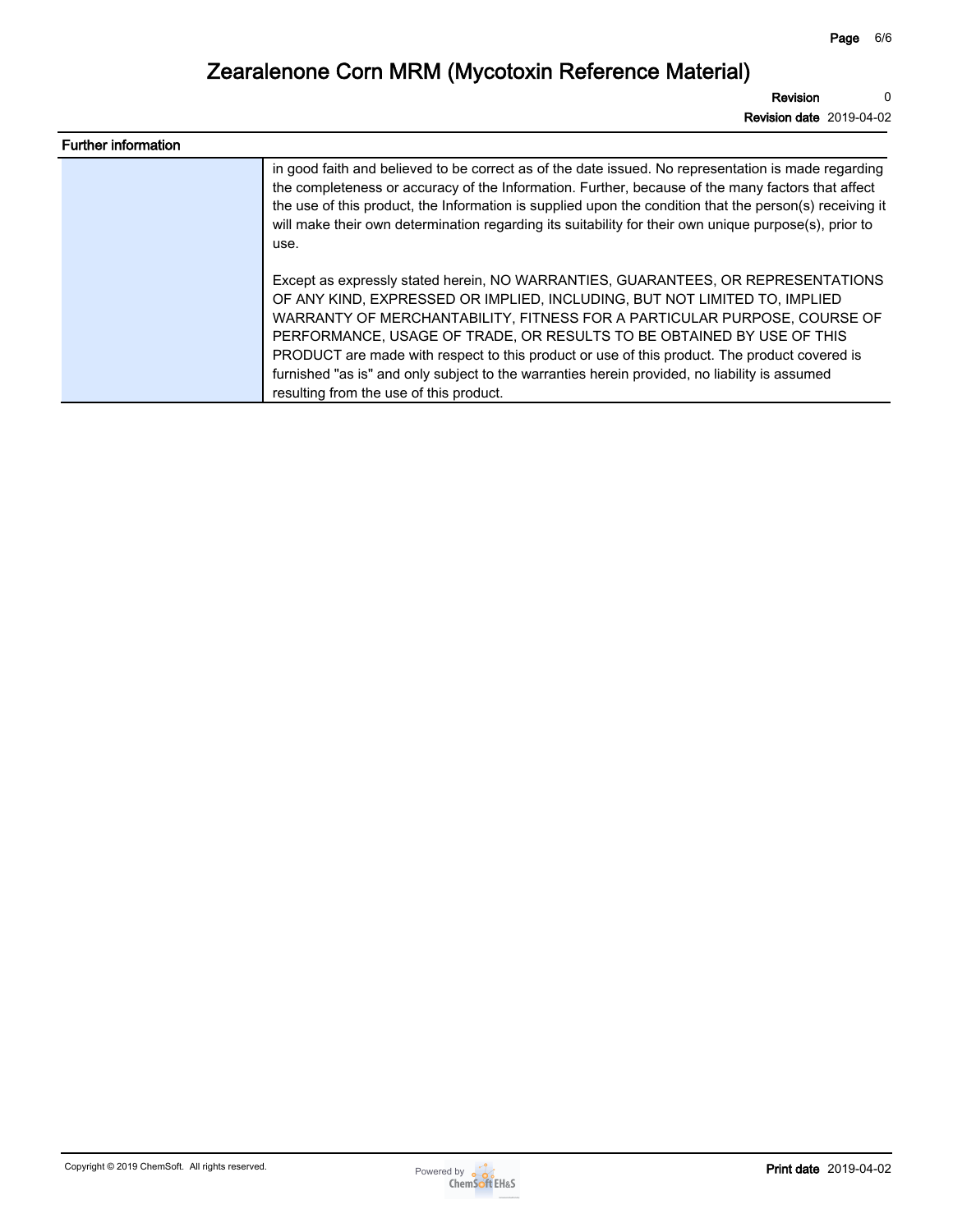## Further information

| | |
|---|---|
| | in good faith and believed to be correct as of the date issued. No representation is made regarding the completeness or accuracy of the Information. Further, because of the many factors that affect the use of this product, the Information is supplied upon the condition that the person(s) receiving it will make their own determination regarding its suitability for their own unique purpose(s), prior to use.<br><br>Except as expressly stated herein, NO WARRANTIES, GUARANTEES, OR REPRESENTATIONS OF ANY KIND, EXPRESSED OR IMPLIED, INCLUDING, BUT NOT LIMITED TO, IMPLIED WARRANTY OF MERCHANTABILITY, FITNESS FOR A PARTICULAR PURPOSE, COURSE OF PERFORMANCE, USAGE OF TRADE, OR RESULTS TO BE OBTAINED BY USE OF THIS PRODUCT are made with respect to this product or use of this product. The product covered is furnished "as is" and only subject to the warranties herein provided, no liability is assumed resulting from the use of this product. |